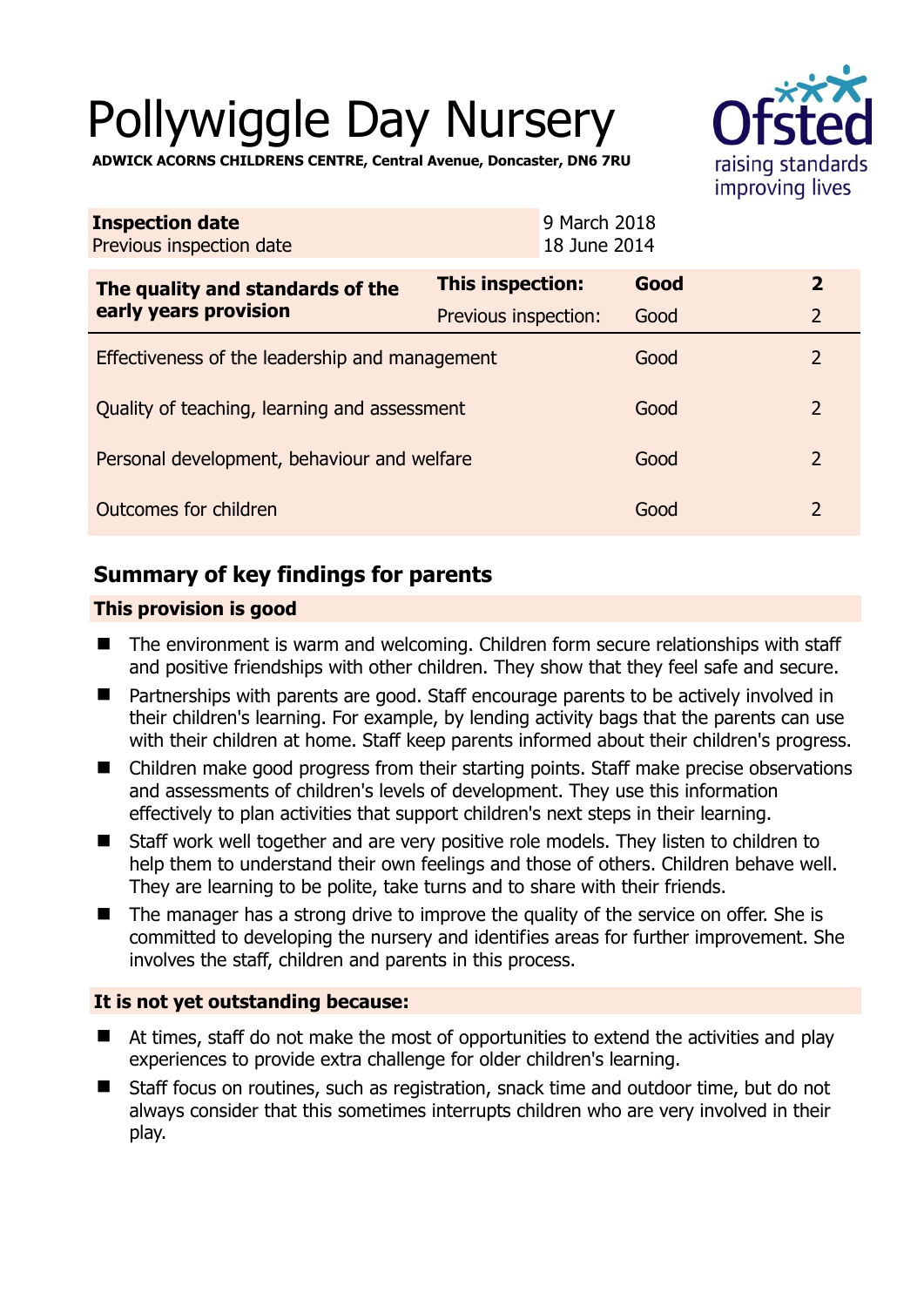# Pollywiggle Day Nursery

**ADWICK ACORNS CHILDRENS CENTRE, Central Avenue, Doncaster, DN6 7RU**

| **Inspection date** | 9 March 2018 |
|---|---|
| Previous inspection date | 18 June 2014 |

| **The quality and standards of the early years provision** | **This inspection:** | **Good** | **2** |
|---|---|---|---|
| | Previous inspection: | Good | 2 |
| Effectiveness of the leadership and management | | Good | 2 |
| Quality of teaching, learning and assessment | | Good | 2 |
| Personal development, behaviour and welfare | | Good | 2 |
| Outcomes for children | | Good | 2 |

## Summary of key findings for parents

**This provision is good**

- The environment is warm and welcoming. Children form secure relationships with staff and positive friendships with other children. They show that they feel safe and secure.
- Partnerships with parents are good. Staff encourage parents to be actively involved in their children's learning. For example, by lending activity bags that the parents can use with their children at home. Staff keep parents informed about their children's progress.
- Children make good progress from their starting points. Staff make precise observations and assessments of children's levels of development. They use this information effectively to plan activities that support children's next steps in their learning.
- Staff work well together and are very positive role models. They listen to children to help them to understand their own feelings and those of others. Children behave well. They are learning to be polite, take turns and to share with their friends.
- The manager has a strong drive to improve the quality of the service on offer. She is committed to developing the nursery and identifies areas for further improvement. She involves the staff, children and parents in this process.

**It is not yet outstanding because:**

- At times, staff do not make the most of opportunities to extend the activities and play experiences to provide extra challenge for older children's learning.
- Staff focus on routines, such as registration, snack time and outdoor time, but do not always consider that this sometimes interrupts children who are very involved in their play.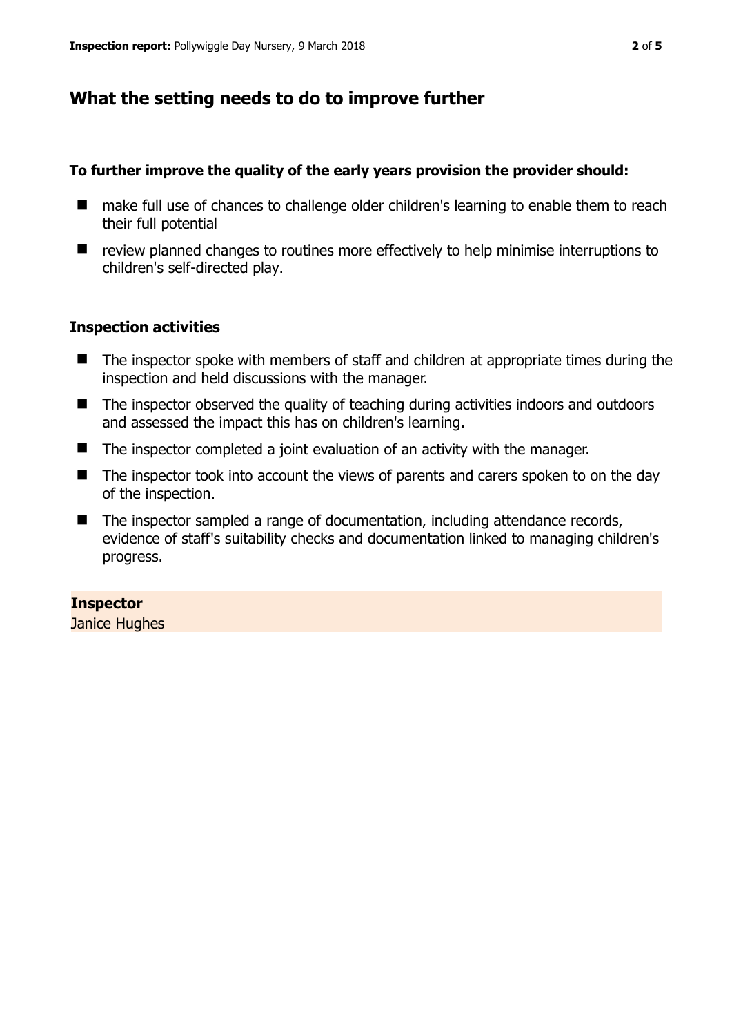## What the setting needs to do to improve further

**To further improve the quality of the early years provision the provider should:**

- make full use of chances to challenge older children's learning to enable them to reach their full potential
- review planned changes to routines more effectively to help minimise interruptions to children's self-directed play.

### Inspection activities

- The inspector spoke with members of staff and children at appropriate times during the inspection and held discussions with the manager.
- The inspector observed the quality of teaching during activities indoors and outdoors and assessed the impact this has on children's learning.
- The inspector completed a joint evaluation of an activity with the manager.
- The inspector took into account the views of parents and carers spoken to on the day of the inspection.
- The inspector sampled a range of documentation, including attendance records, evidence of staff's suitability checks and documentation linked to managing children's progress.

**Inspector**
Janice Hughes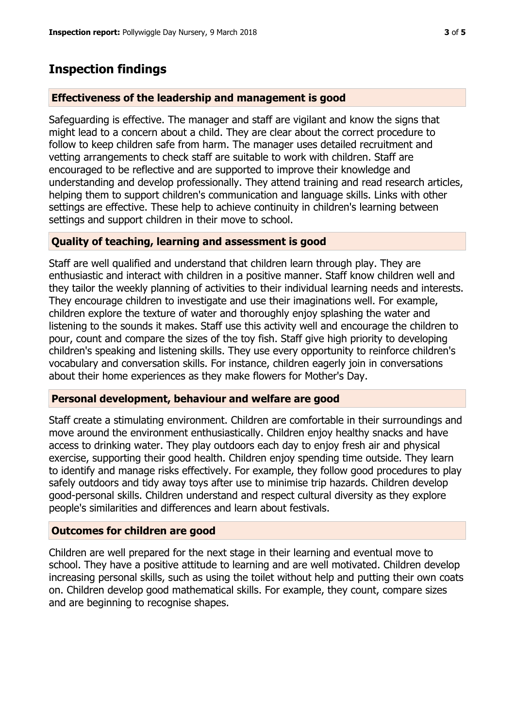# Inspection findings

### Effectiveness of the leadership and management is good

Safeguarding is effective. The manager and staff are vigilant and know the signs that might lead to a concern about a child. They are clear about the correct procedure to follow to keep children safe from harm. The manager uses detailed recruitment and vetting arrangements to check staff are suitable to work with children. Staff are encouraged to be reflective and are supported to improve their knowledge and understanding and develop professionally. They attend training and read research articles, helping them to support children's communication and language skills. Links with other settings are effective. These help to achieve continuity in children's learning between settings and support children in their move to school.

### Quality of teaching, learning and assessment is good

Staff are well qualified and understand that children learn through play. They are enthusiastic and interact with children in a positive manner. Staff know children well and they tailor the weekly planning of activities to their individual learning needs and interests. They encourage children to investigate and use their imaginations well. For example, children explore the texture of water and thoroughly enjoy splashing the water and listening to the sounds it makes. Staff use this activity well and encourage the children to pour, count and compare the sizes of the toy fish. Staff give high priority to developing children's speaking and listening skills. They use every opportunity to reinforce children's vocabulary and conversation skills. For instance, children eagerly join in conversations about their home experiences as they make flowers for Mother's Day.

### Personal development, behaviour and welfare are good

Staff create a stimulating environment. Children are comfortable in their surroundings and move around the environment enthusiastically. Children enjoy healthy snacks and have access to drinking water. They play outdoors each day to enjoy fresh air and physical exercise, supporting their good health. Children enjoy spending time outside. They learn to identify and manage risks effectively. For example, they follow good procedures to play safely outdoors and tidy away toys after use to minimise trip hazards. Children develop good-personal skills. Children understand and respect cultural diversity as they explore people's similarities and differences and learn about festivals.

### Outcomes for children are good

Children are well prepared for the next stage in their learning and eventual move to school. They have a positive attitude to learning and are well motivated. Children develop increasing personal skills, such as using the toilet without help and putting their own coats on. Children develop good mathematical skills. For example, they count, compare sizes and are beginning to recognise shapes.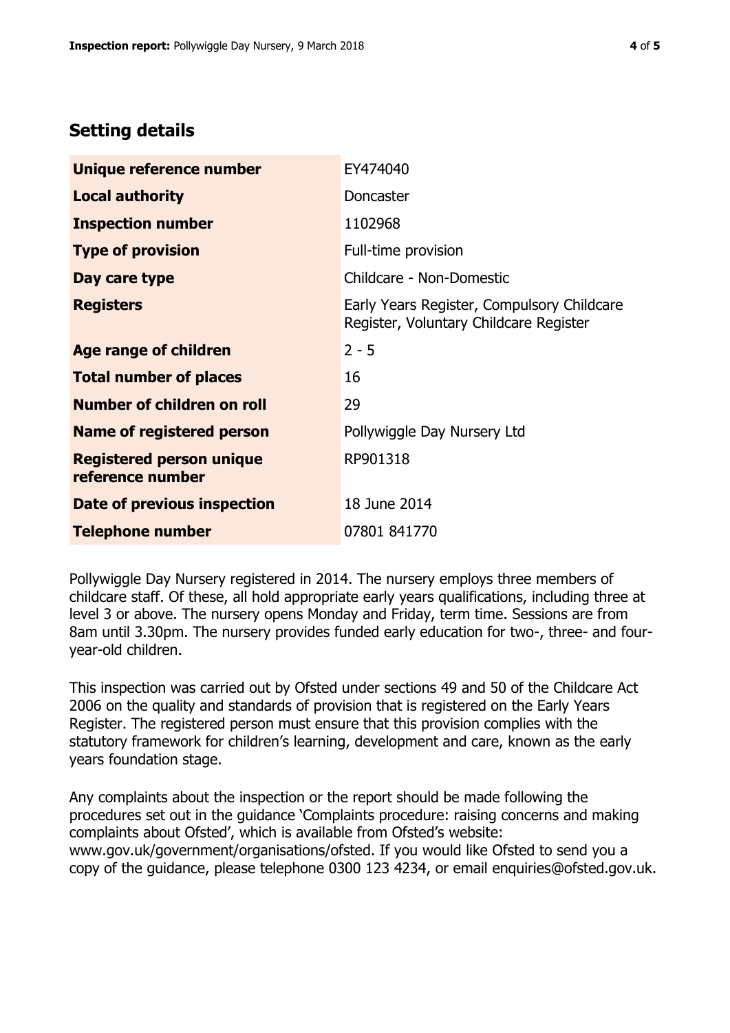## Setting details

| | |
|---|---|
| **Unique reference number** | EY474040 |
| **Local authority** | Doncaster |
| **Inspection number** | 1102968 |
| **Type of provision** | Full-time provision |
| **Day care type** | Childcare - Non-Domestic |
| **Registers** | Early Years Register, Compulsory Childcare Register, Voluntary Childcare Register |
| **Age range of children** | 2 - 5 |
| **Total number of places** | 16 |
| **Number of children on roll** | 29 |
| **Name of registered person** | Pollywiggle Day Nursery Ltd |
| **Registered person unique reference number** | RP901318 |
| **Date of previous inspection** | 18 June 2014 |
| **Telephone number** | 07801 841770 |

Pollywiggle Day Nursery registered in 2014. The nursery employs three members of childcare staff. Of these, all hold appropriate early years qualifications, including three at level 3 or above. The nursery opens Monday and Friday, term time. Sessions are from 8am until 3.30pm. The nursery provides funded early education for two-, three- and four-year-old children.

This inspection was carried out by Ofsted under sections 49 and 50 of the Childcare Act 2006 on the quality and standards of provision that is registered on the Early Years Register. The registered person must ensure that this provision complies with the statutory framework for children's learning, development and care, known as the early years foundation stage.

Any complaints about the inspection or the report should be made following the procedures set out in the guidance 'Complaints procedure: raising concerns and making complaints about Ofsted', which is available from Ofsted's website: www.gov.uk/government/organisations/ofsted. If you would like Ofsted to send you a copy of the guidance, please telephone 0300 123 4234, or email enquiries@ofsted.gov.uk.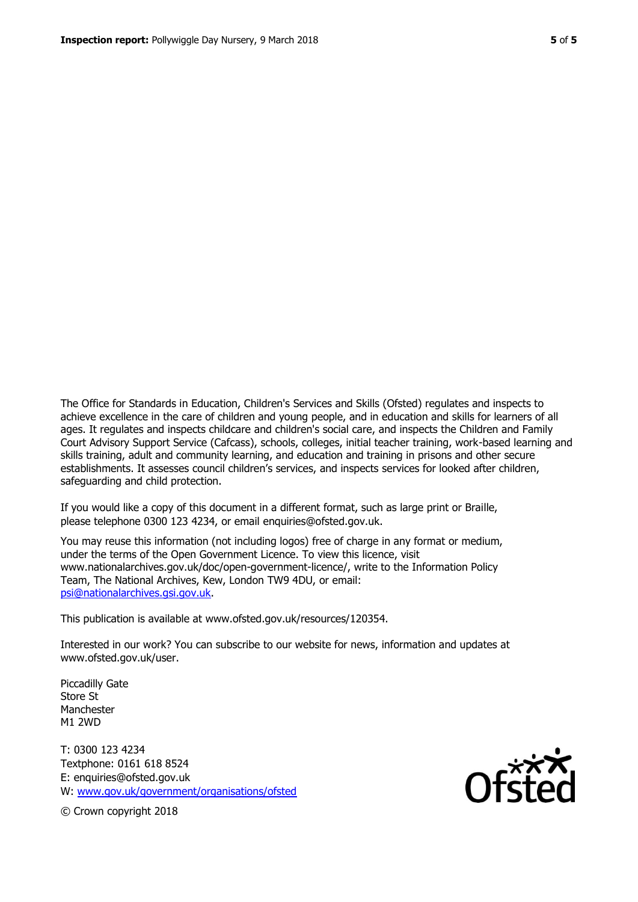The Office for Standards in Education, Children's Services and Skills (Ofsted) regulates and inspects to achieve excellence in the care of children and young people, and in education and skills for learners of all ages. It regulates and inspects childcare and children's social care, and inspects the Children and Family Court Advisory Support Service (Cafcass), schools, colleges, initial teacher training, work-based learning and skills training, adult and community learning, and education and training in prisons and other secure establishments. It assesses council children's services, and inspects services for looked after children, safeguarding and child protection.

If you would like a copy of this document in a different format, such as large print or Braille, please telephone 0300 123 4234, or email enquiries@ofsted.gov.uk.

You may reuse this information (not including logos) free of charge in any format or medium, under the terms of the Open Government Licence. To view this licence, visit www.nationalarchives.gov.uk/doc/open-government-licence/, write to the Information Policy Team, The National Archives, Kew, London TW9 4DU, or email: psi@nationalarchives.gsi.gov.uk.

This publication is available at www.ofsted.gov.uk/resources/120354.

Interested in our work? You can subscribe to our website for news, information and updates at www.ofsted.gov.uk/user.

Piccadilly Gate
Store St
Manchester
M1 2WD

T: 0300 123 4234
Textphone: 0161 618 8524
E: enquiries@ofsted.gov.uk
W: www.gov.uk/government/organisations/ofsted

Ofsted

© Crown copyright 2018